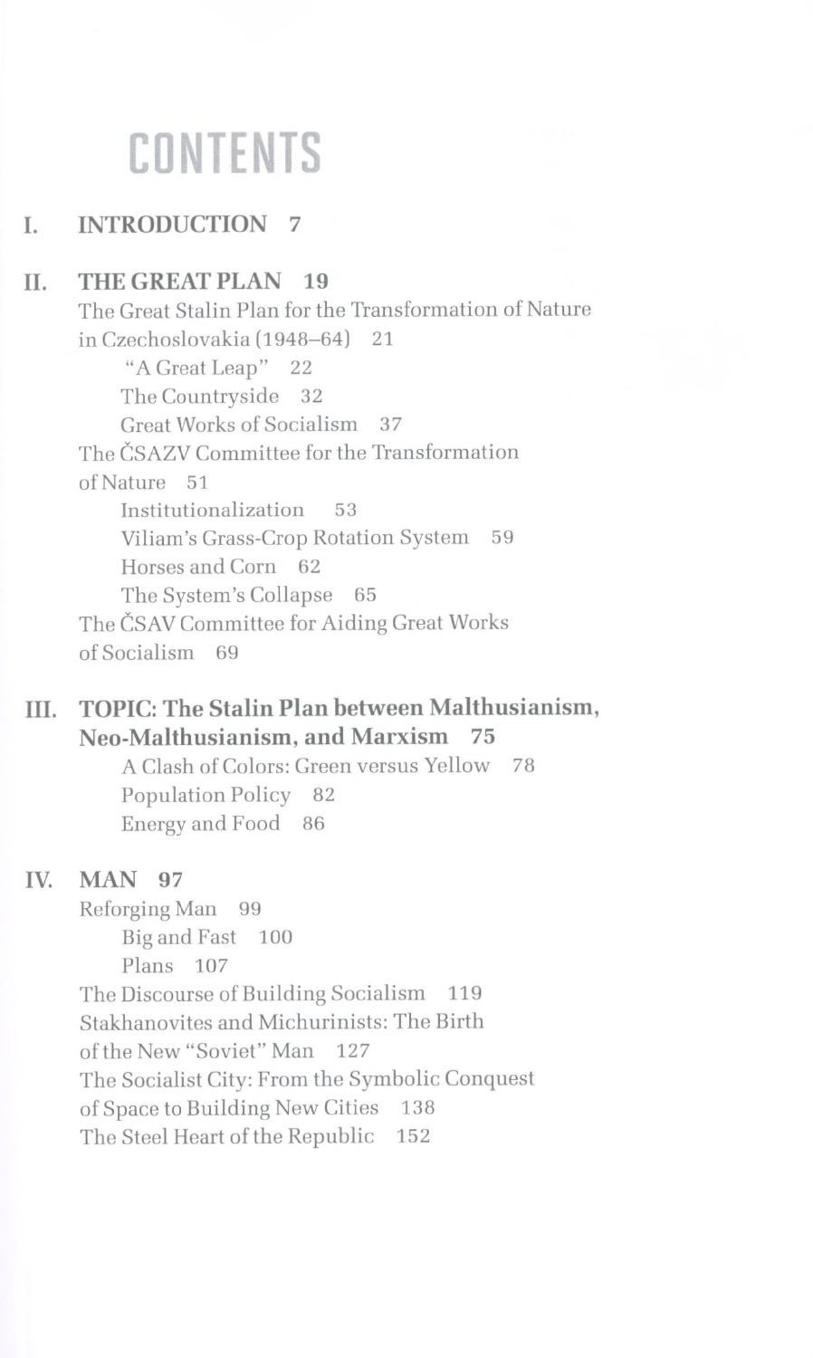# CONTENTS

**I. INTRODUCTION 7**

**II. THE GREAT PLAN 19**

The Great Stalin Plan for the Transformation of Nature in Czechoslovakia (1948–64) 21

- "A Great Leap" 22
- The Countryside 32
- Great Works of Socialism 37

The ČSAZV Committee for the Transformation of Nature 51

- Institutionalization 53
- Viliam's Grass-Crop Rotation System 59
- Horses and Corn 62
- The System's Collapse 65

The ČSAV Committee for Aiding Great Works of Socialism 69

**III. TOPIC: The Stalin Plan between Malthusianism, Neo-Malthusianism, and Marxism 75**

- A Clash of Colors: Green versus Yellow 78
- Population Policy 82
- Energy and Food 86

**IV. MAN 97**

Reforging Man 99

- Big and Fast 100
- Plans 107

The Discourse of Building Socialism 119

Stakhanovites and Michurinists: The Birth of the New "Soviet" Man 127

The Socialist City: From the Symbolic Conquest of Space to Building New Cities 138

The Steel Heart of the Republic 152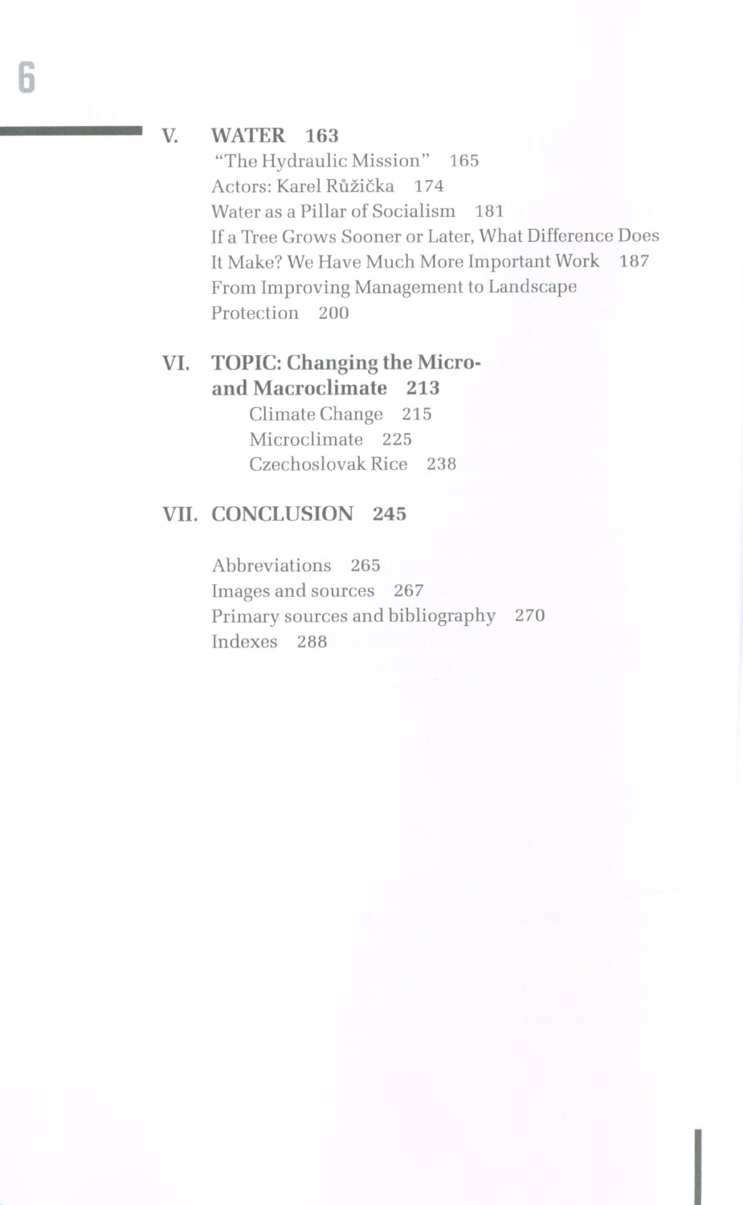V. **WATER 163**

"The Hydraulic Mission" 165
Actors: Karel Růžička 174
Water as a Pillar of Socialism 181
If a Tree Grows Sooner or Later, What Difference Does It Make? We Have Much More Important Work 187
From Improving Management to Landscape Protection 200

VI. **TOPIC: Changing the Micro- and Macroclimate 213**

Climate Change 215
Microclimate 225
Czechoslovak Rice 238

VII. **CONCLUSION 245**

Abbreviations 265
Images and sources 267
Primary sources and bibliography 270
Indexes 288